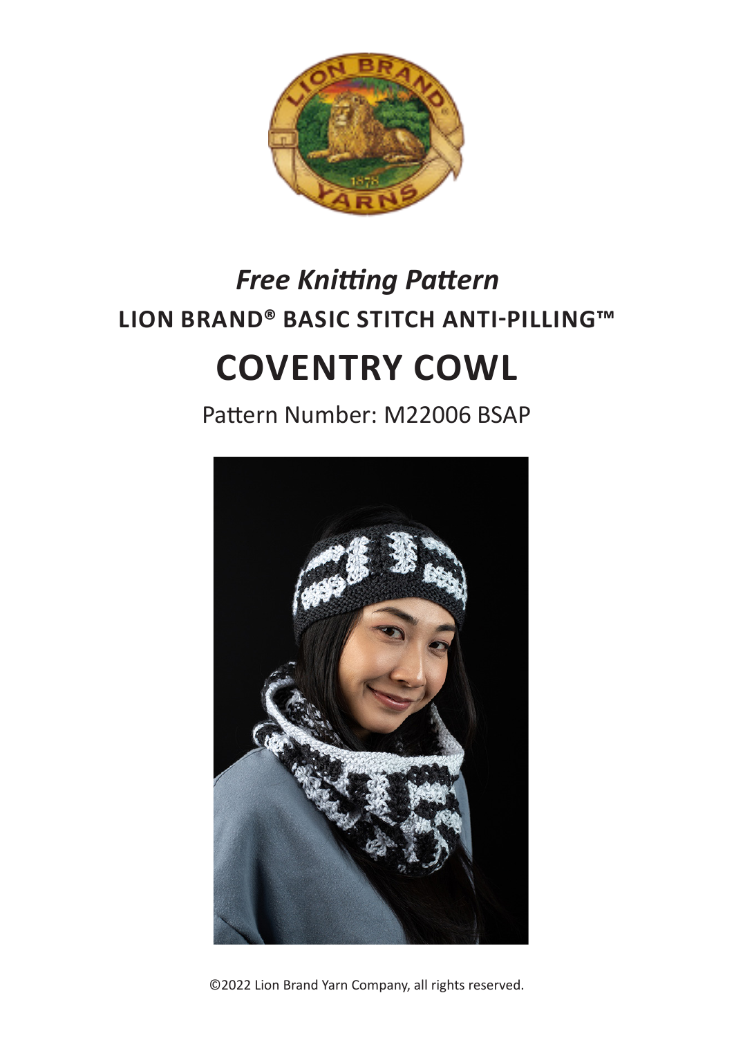*Free Knitting Pattern*

**LION BRAND® BASIC STITCH ANTI-PILLING™**

# COVENTRY COWL

Pattern Number: M22006 BSAP

©2022 Lion Brand Yarn Company, all rights reserved.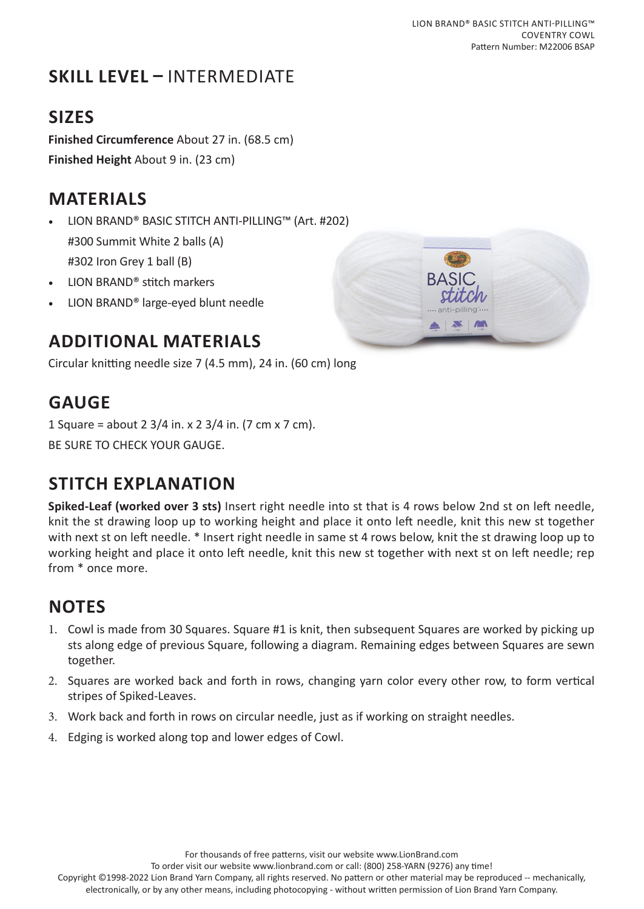## SKILL LEVEL – INTERMEDIATE

## SIZES

**Finished Circumference** About 27 in. (68.5 cm)

**Finished Height** About 9 in. (23 cm)

## MATERIALS

- LION BRAND® BASIC STITCH ANTI-PILLING™ (Art. #202)
  #300 Summit White 2 balls (A)
  #302 Iron Grey 1 ball (B)
- LION BRAND® stitch markers
- LION BRAND® large-eyed blunt needle

## ADDITIONAL MATERIALS

Circular knitting needle size 7 (4.5 mm), 24 in. (60 cm) long

## GAUGE

1 Square = about 2 3/4 in. x 2 3/4 in. (7 cm x 7 cm).

BE SURE TO CHECK YOUR GAUGE.

## STITCH EXPLANATION

**Spiked-Leaf (worked over 3 sts)** Insert right needle into st that is 4 rows below 2nd st on left needle, knit the st drawing loop up to working height and place it onto left needle, knit this new st together with next st on left needle. * Insert right needle in same st 4 rows below, knit the st drawing loop up to working height and place it onto left needle, knit this new st together with next st on left needle; rep from * once more.

## NOTES

1. Cowl is made from 30 Squares. Square #1 is knit, then subsequent Squares are worked by picking up sts along edge of previous Square, following a diagram. Remaining edges between Squares are sewn together.
2. Squares are worked back and forth in rows, changing yarn color every other row, to form vertical stripes of Spiked-Leaves.
3. Work back and forth in rows on circular needle, just as if working on straight needles.
4. Edging is worked along top and lower edges of Cowl.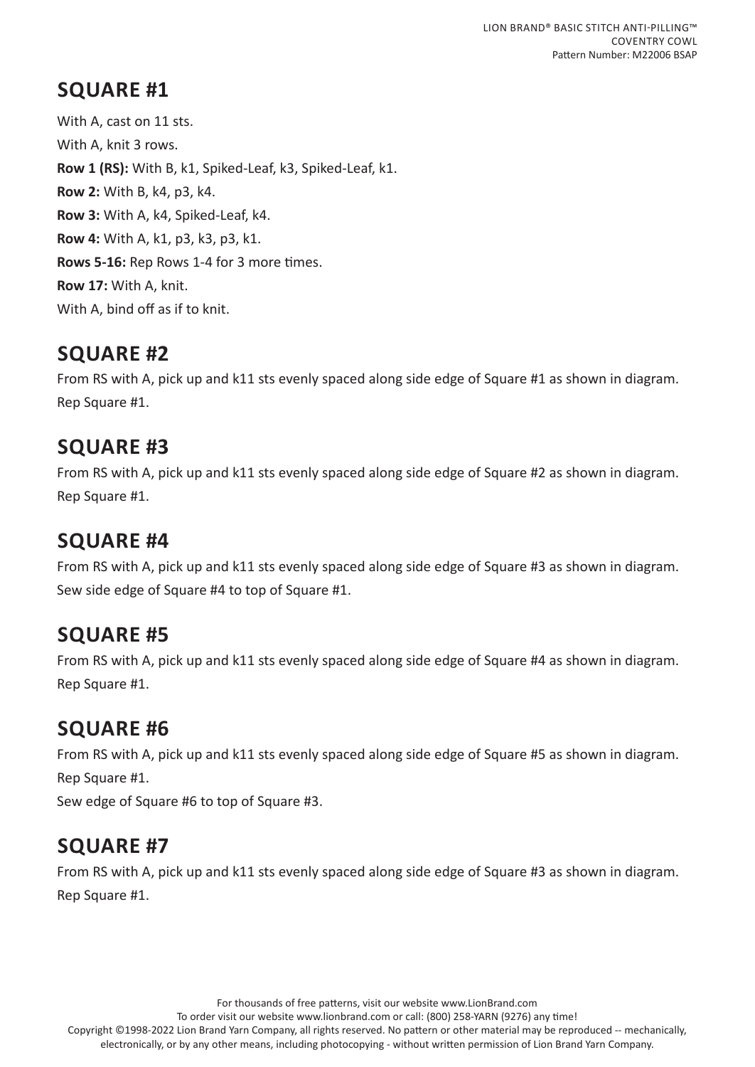## SQUARE #1

With A, cast on 11 sts.

With A, knit 3 rows.

**Row 1 (RS):** With B, k1, Spiked-Leaf, k3, Spiked-Leaf, k1.

**Row 2:** With B, k4, p3, k4.

**Row 3:** With A, k4, Spiked-Leaf, k4.

**Row 4:** With A, k1, p3, k3, p3, k1.

**Rows 5-16:** Rep Rows 1-4 for 3 more times.

**Row 17:** With A, knit.

With A, bind off as if to knit.

## SQUARE #2

From RS with A, pick up and k11 sts evenly spaced along side edge of Square #1 as shown in diagram.

Rep Square #1.

## SQUARE #3

From RS with A, pick up and k11 sts evenly spaced along side edge of Square #2 as shown in diagram.

Rep Square #1.

## SQUARE #4

From RS with A, pick up and k11 sts evenly spaced along side edge of Square #3 as shown in diagram.

Sew side edge of Square #4 to top of Square #1.

## SQUARE #5

From RS with A, pick up and k11 sts evenly spaced along side edge of Square #4 as shown in diagram.

Rep Square #1.

## SQUARE #6

From RS with A, pick up and k11 sts evenly spaced along side edge of Square #5 as shown in diagram.

Rep Square #1.

Sew edge of Square #6 to top of Square #3.

## SQUARE #7

From RS with A, pick up and k11 sts evenly spaced along side edge of Square #3 as shown in diagram.

Rep Square #1.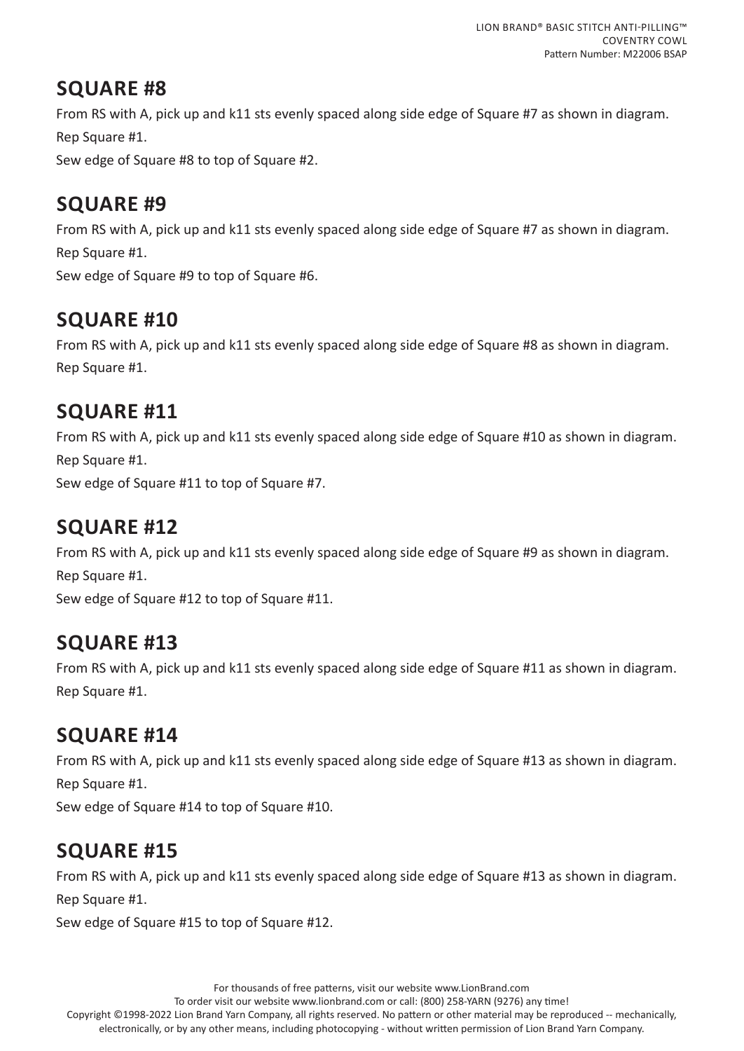## SQUARE #8

From RS with A, pick up and k11 sts evenly spaced along side edge of Square #7 as shown in diagram.

Rep Square #1.

Sew edge of Square #8 to top of Square #2.

## SQUARE #9

From RS with A, pick up and k11 sts evenly spaced along side edge of Square #7 as shown in diagram.

Rep Square #1.

Sew edge of Square #9 to top of Square #6.

## SQUARE #10

From RS with A, pick up and k11 sts evenly spaced along side edge of Square #8 as shown in diagram.

Rep Square #1.

## SQUARE #11

From RS with A, pick up and k11 sts evenly spaced along side edge of Square #10 as shown in diagram.

Rep Square #1.

Sew edge of Square #11 to top of Square #7.

## SQUARE #12

From RS with A, pick up and k11 sts evenly spaced along side edge of Square #9 as shown in diagram.

Rep Square #1.

Sew edge of Square #12 to top of Square #11.

## SQUARE #13

From RS with A, pick up and k11 sts evenly spaced along side edge of Square #11 as shown in diagram.

Rep Square #1.

## SQUARE #14

From RS with A, pick up and k11 sts evenly spaced along side edge of Square #13 as shown in diagram.

Rep Square #1.

Sew edge of Square #14 to top of Square #10.

## SQUARE #15

From RS with A, pick up and k11 sts evenly spaced along side edge of Square #13 as shown in diagram.

Rep Square #1.

Sew edge of Square #15 to top of Square #12.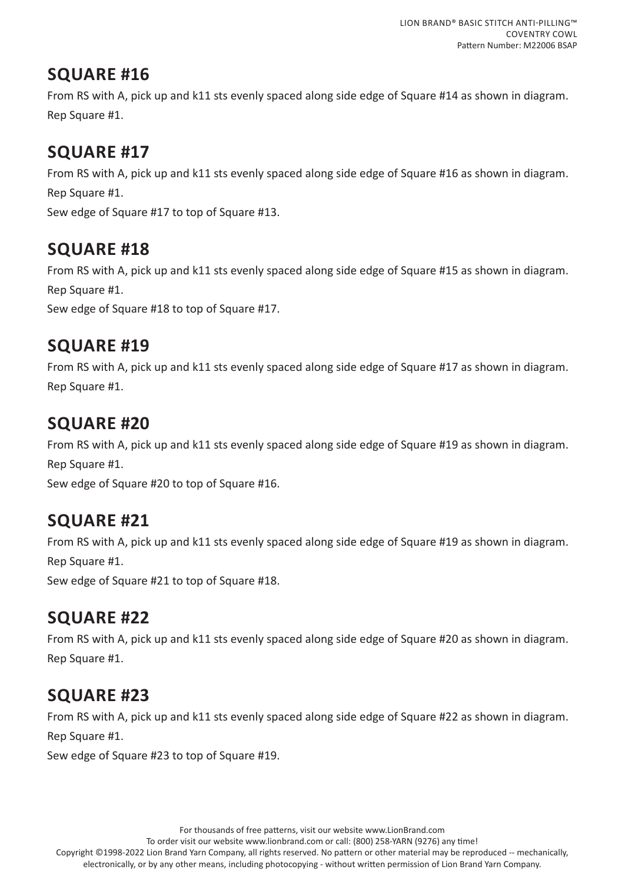## SQUARE #16

From RS with A, pick up and k11 sts evenly spaced along side edge of Square #14 as shown in diagram.

Rep Square #1.

## SQUARE #17

From RS with A, pick up and k11 sts evenly spaced along side edge of Square #16 as shown in diagram.

Rep Square #1.

Sew edge of Square #17 to top of Square #13.

## SQUARE #18

From RS with A, pick up and k11 sts evenly spaced along side edge of Square #15 as shown in diagram.

Rep Square #1.

Sew edge of Square #18 to top of Square #17.

## SQUARE #19

From RS with A, pick up and k11 sts evenly spaced along side edge of Square #17 as shown in diagram.

Rep Square #1.

## SQUARE #20

From RS with A, pick up and k11 sts evenly spaced along side edge of Square #19 as shown in diagram.

Rep Square #1.

Sew edge of Square #20 to top of Square #16.

## SQUARE #21

From RS with A, pick up and k11 sts evenly spaced along side edge of Square #19 as shown in diagram.

Rep Square #1.

Sew edge of Square #21 to top of Square #18.

## SQUARE #22

From RS with A, pick up and k11 sts evenly spaced along side edge of Square #20 as shown in diagram.

Rep Square #1.

## SQUARE #23

From RS with A, pick up and k11 sts evenly spaced along side edge of Square #22 as shown in diagram.

Rep Square #1.

Sew edge of Square #23 to top of Square #19.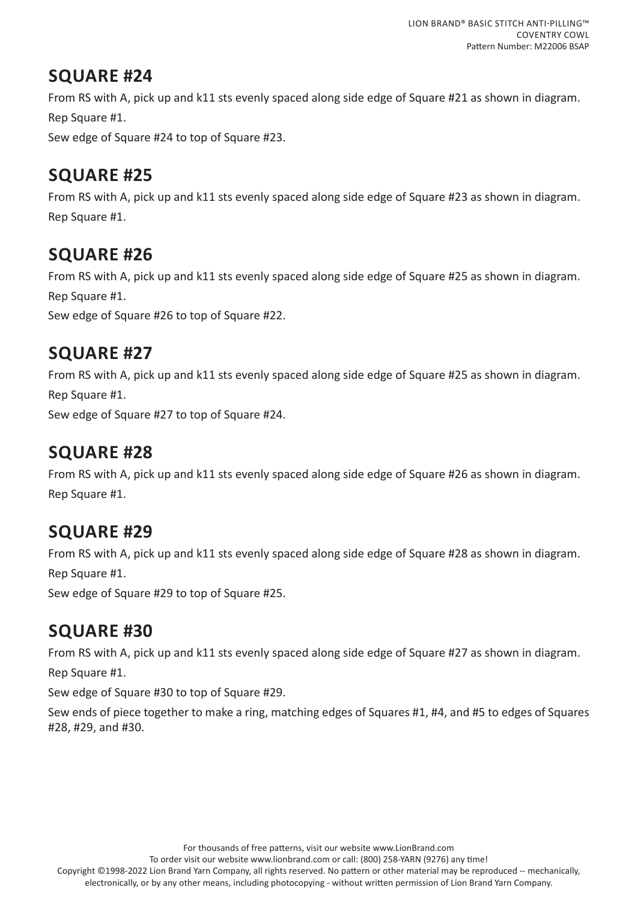## SQUARE #24

From RS with A, pick up and k11 sts evenly spaced along side edge of Square #21 as shown in diagram.

Rep Square #1.

Sew edge of Square #24 to top of Square #23.

## SQUARE #25

From RS with A, pick up and k11 sts evenly spaced along side edge of Square #23 as shown in diagram.

Rep Square #1.

## SQUARE #26

From RS with A, pick up and k11 sts evenly spaced along side edge of Square #25 as shown in diagram.

Rep Square #1.

Sew edge of Square #26 to top of Square #22.

## SQUARE #27

From RS with A, pick up and k11 sts evenly spaced along side edge of Square #25 as shown in diagram.

Rep Square #1.

Sew edge of Square #27 to top of Square #24.

## SQUARE #28

From RS with A, pick up and k11 sts evenly spaced along side edge of Square #26 as shown in diagram.

Rep Square #1.

## SQUARE #29

From RS with A, pick up and k11 sts evenly spaced along side edge of Square #28 as shown in diagram.

Rep Square #1.

Sew edge of Square #29 to top of Square #25.

## SQUARE #30

From RS with A, pick up and k11 sts evenly spaced along side edge of Square #27 as shown in diagram.

Rep Square #1.

Sew edge of Square #30 to top of Square #29.

Sew ends of piece together to make a ring, matching edges of Squares #1, #4, and #5 to edges of Squares #28, #29, and #30.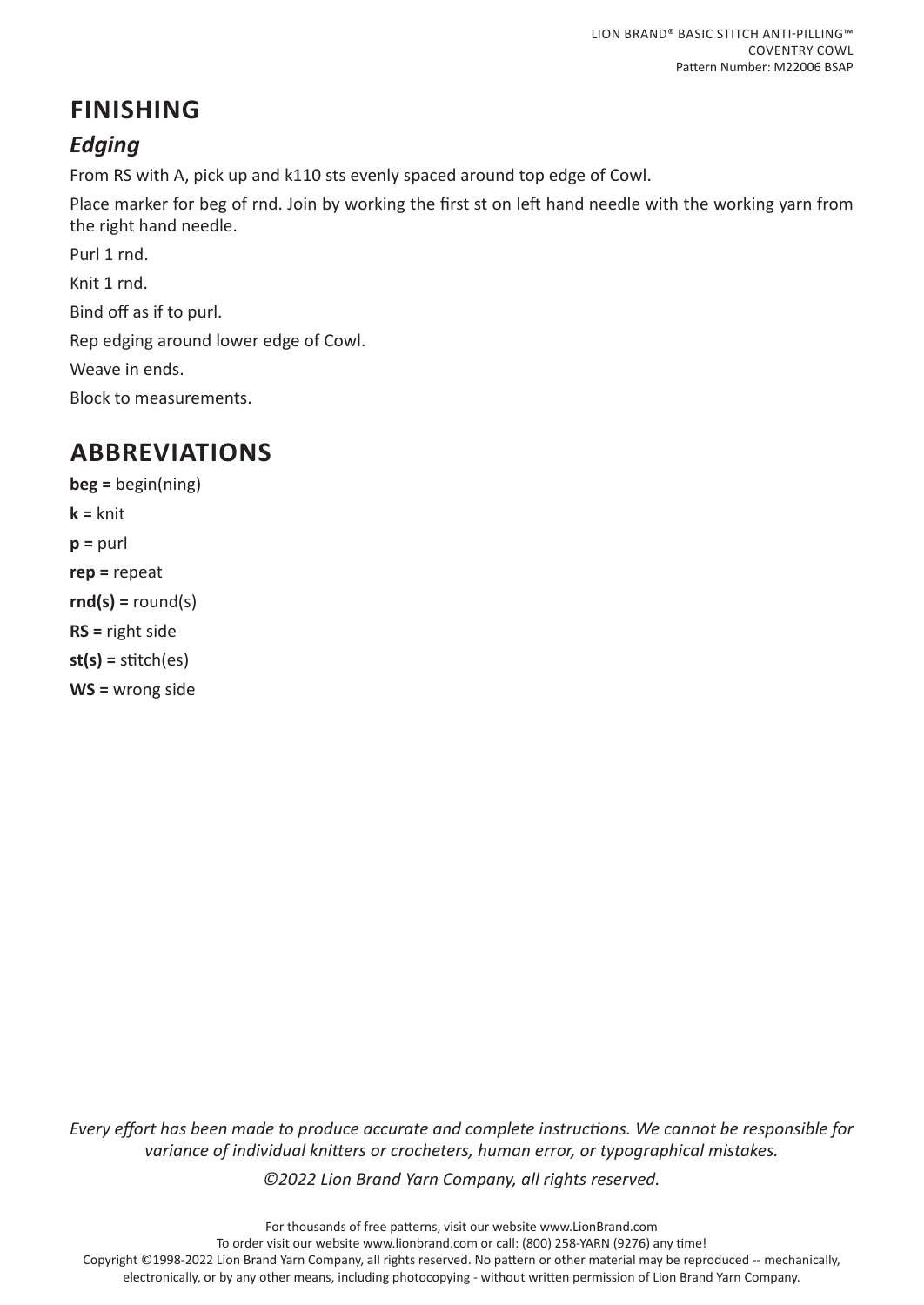## FINISHING

### *Edging*

From RS with A, pick up and k110 sts evenly spaced around top edge of Cowl.

Place marker for beg of rnd. Join by working the first st on left hand needle with the working yarn from the right hand needle.

Purl 1 rnd.

Knit 1 rnd.

Bind off as if to purl.

Rep edging around lower edge of Cowl.

Weave in ends.

Block to measurements.

## ABBREVIATIONS

**beg =** begin(ning)

**k =** knit

**p =** purl

**rep =** repeat

**rnd(s) =** round(s)

**RS =** right side

**st(s) =** stitch(es)

**WS =** wrong side

*Every effort has been made to produce accurate and complete instructions. We cannot be responsible for variance of individual knitters or crocheters, human error, or typographical mistakes.*

*©2022 Lion Brand Yarn Company, all rights reserved.*

For thousands of free patterns, visit our website www.LionBrand.com
To order visit our website www.lionbrand.com or call: (800) 258-YARN (9276) any time!
Copyright ©1998-2022 Lion Brand Yarn Company, all rights reserved. No pattern or other material may be reproduced -- mechanically, electronically, or by any other means, including photocopying - without written permission of Lion Brand Yarn Company.